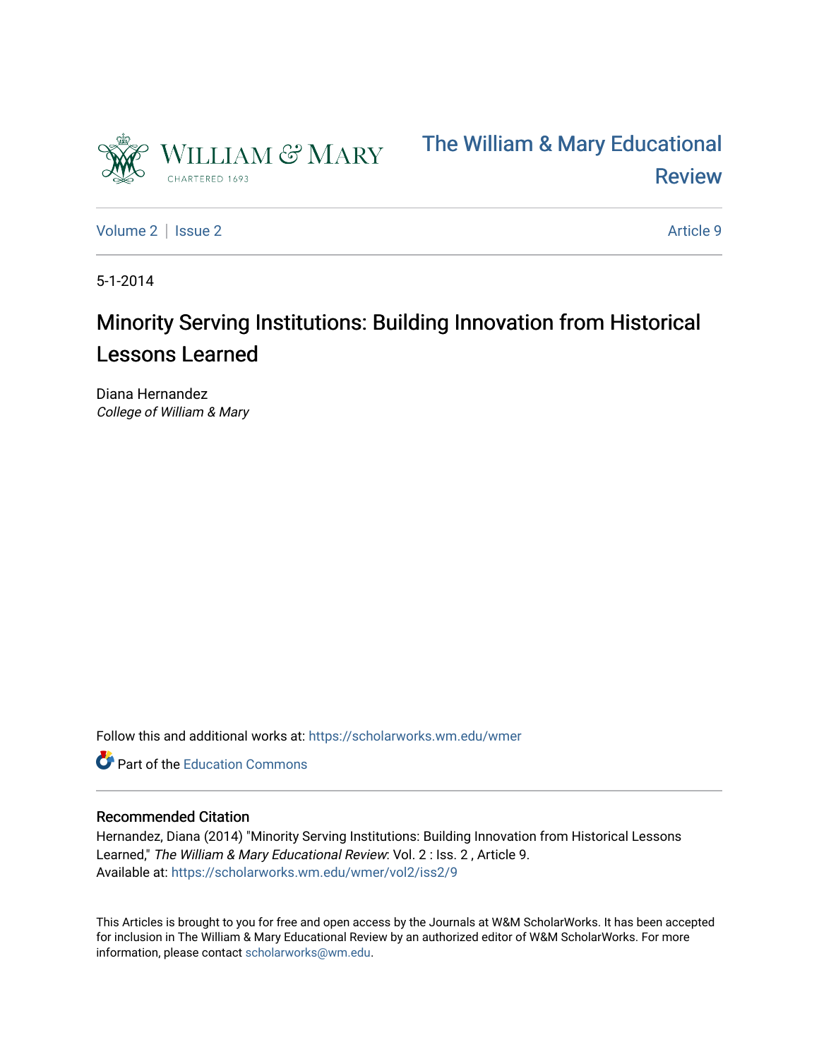The William & Mary Educational Review

Volume 2 | Issue 2 Article 9

5-1-2014

# Minority Serving Institutions: Building Innovation from Historical Lessons Learned

Diana Hernandez
*College of William & Mary*

Follow this and additional works at: https://scholarworks.wm.edu/wmer

Part of the Education Commons

## Recommended Citation

Hernandez, Diana (2014) "Minority Serving Institutions: Building Innovation from Historical Lessons Learned," *The William & Mary Educational Review*: Vol. 2 : Iss. 2 , Article 9.
Available at: https://scholarworks.wm.edu/wmer/vol2/iss2/9

This Articles is brought to you for free and open access by the Journals at W&M ScholarWorks. It has been accepted for inclusion in The William & Mary Educational Review by an authorized editor of W&M ScholarWorks. For more information, please contact scholarworks@wm.edu.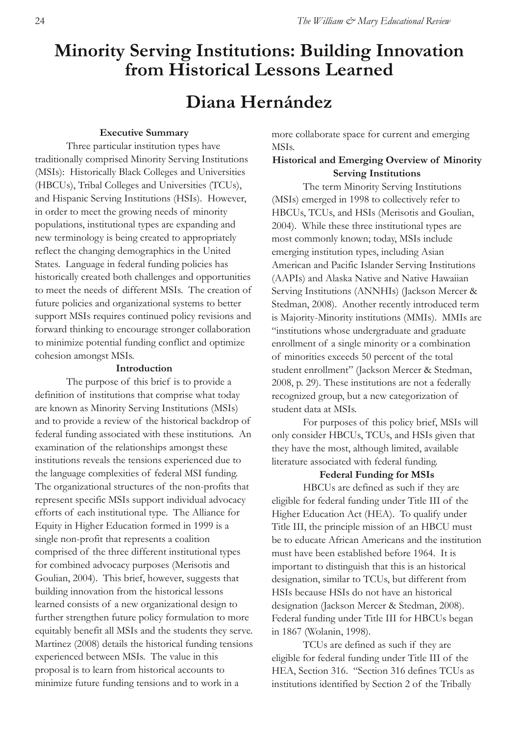# Minority Serving Institutions: Building Innovation from Historical Lessons Learned

# Diana Hernández

### Executive Summary

Three particular institution types have traditionally comprised Minority Serving Institutions (MSIs): Historically Black Colleges and Universities (HBCUs), Tribal Colleges and Universities (TCUs), and Hispanic Serving Institutions (HSIs). However, in order to meet the growing needs of minority populations, institutional types are expanding and new terminology is being created to appropriately reflect the changing demographics in the United States. Language in federal funding policies has historically created both challenges and opportunities to meet the needs of different MSIs. The creation of future policies and organizational systems to better support MSIs requires continued policy revisions and forward thinking to encourage stronger collaboration to minimize potential funding conflict and optimize cohesion amongst MSIs.

### Introduction

The purpose of this brief is to provide a definition of institutions that comprise what today are known as Minority Serving Institutions (MSIs) and to provide a review of the historical backdrop of federal funding associated with these institutions. An examination of the relationships amongst these institutions reveals the tensions experienced due to the language complexities of federal MSI funding. The organizational structures of the non-profits that represent specific MSIs support individual advocacy efforts of each institutional type. The Alliance for Equity in Higher Education formed in 1999 is a single non-profit that represents a coalition comprised of the three different institutional types for combined advocacy purposes (Merisotis and Goulian, 2004). This brief, however, suggests that building innovation from the historical lessons learned consists of a new organizational design to further strengthen future policy formulation to more equitably benefit all MSIs and the students they serve. Martinez (2008) details the historical funding tensions experienced between MSIs. The value in this proposal is to learn from historical accounts to minimize future funding tensions and to work in a more collaborate space for current and emerging MSIs.

### Historical and Emerging Overview of Minority Serving Institutions

The term Minority Serving Institutions (MSIs) emerged in 1998 to collectively refer to HBCUs, TCUs, and HSIs (Merisotis and Goulian, 2004). While these three institutional types are most commonly known; today, MSIs include emerging institution types, including Asian American and Pacific Islander Serving Institutions (AAPIs) and Alaska Native and Native Hawaiian Serving Institutions (ANNHIs) (Jackson Mercer & Stedman, 2008). Another recently introduced term is Majority-Minority institutions (MMIs). MMIs are "institutions whose undergraduate and graduate enrollment of a single minority or a combination of minorities exceeds 50 percent of the total student enrollment" (Jackson Mercer & Stedman, 2008, p. 29). These institutions are not a federally recognized group, but a new categorization of student data at MSIs.

For purposes of this policy brief, MSIs will only consider HBCUs, TCUs, and HSIs given that they have the most, although limited, available literature associated with federal funding.

### Federal Funding for MSIs

HBCUs are defined as such if they are eligible for federal funding under Title III of the Higher Education Act (HEA). To qualify under Title III, the principle mission of an HBCU must be to educate African Americans and the institution must have been established before 1964. It is important to distinguish that this is an historical designation, similar to TCUs, but different from HSIs because HSIs do not have an historical designation (Jackson Mercer & Stedman, 2008). Federal funding under Title III for HBCUs began in 1867 (Wolanin, 1998).

TCUs are defined as such if they are eligible for federal funding under Title III of the HEA, Section 316. "Section 316 defines TCUs as institutions identified by Section 2 of the Tribally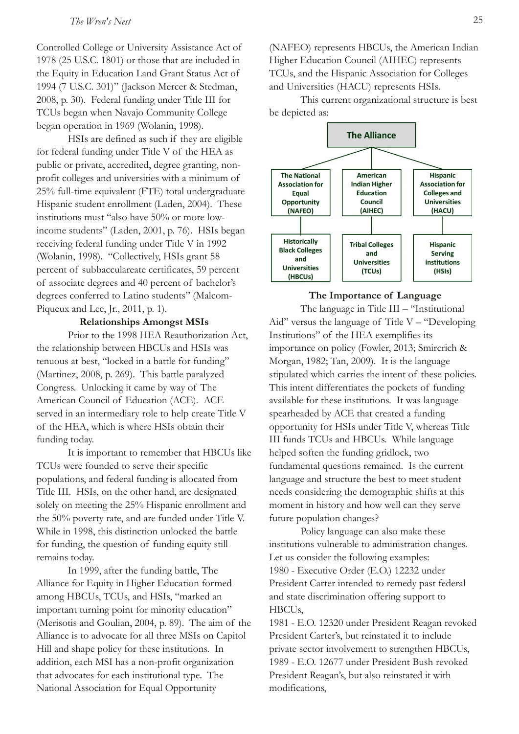Controlled College or University Assistance Act of 1978 (25 U.S.C. 1801) or those that are included in the Equity in Education Land Grant Status Act of 1994 (7 U.S.C. 301)" (Jackson Mercer & Stedman, 2008, p. 30). Federal funding under Title III for TCUs began when Navajo Community College began operation in 1969 (Wolanin, 1998).

HSIs are defined as such if they are eligible for federal funding under Title V of the HEA as public or private, accredited, degree granting, non-profit colleges and universities with a minimum of 25% full-time equivalent (FTE) total undergraduate Hispanic student enrollment (Laden, 2004). These institutions must "also have 50% or more low-income students" (Laden, 2001, p. 76). HSIs began receiving federal funding under Title V in 1992 (Wolanin, 1998). "Collectively, HSIs grant 58 percent of subbaccalureate certificates, 59 percent of associate degrees and 40 percent of bachelor's degrees conferred to Latino students" (Malcom-Piqueux and Lee, Jr., 2011, p. 1).

**Relationships Amongst MSIs**

Prior to the 1998 HEA Reauthorization Act, the relationship between HBCUs and HSIs was tenuous at best, "locked in a battle for funding" (Martinez, 2008, p. 269). This battle paralyzed Congress. Unlocking it came by way of The American Council of Education (ACE). ACE served in an intermediary role to help create Title V of the HEA, which is where HSIs obtain their funding today.

It is important to remember that HBCUs like TCUs were founded to serve their specific populations, and federal funding is allocated from Title III. HSIs, on the other hand, are designated solely on meeting the 25% Hispanic enrollment and the 50% poverty rate, and are funded under Title V. While in 1998, this distinction unlocked the battle for funding, the question of funding equity still remains today.

In 1999, after the funding battle, The Alliance for Equity in Higher Education formed among HBCUs, TCUs, and HSIs, "marked an important turning point for minority education" (Merisotis and Goulian, 2004, p. 89). The aim of the Alliance is to advocate for all three MSIs on Capitol Hill and shape policy for these institutions. In addition, each MSI has a non-profit organization that advocates for each institutional type. The National Association for Equal Opportunity (NAFEO) represents HBCUs, the American Indian Higher Education Council (AIHEC) represents TCUs, and the Hispanic Association for Colleges and Universities (HACU) represents HSIs.

This current organizational structure is best be depicted as:

**The Alliance**

| The National Association for Equal Opportunity (NAFEO) | American Indian Higher Education Council (AIHEC) | Hispanic Association for Colleges and Universities (HACU) |
| --- | --- | --- |
| Historically Black Colleges and Universities (HBCUs) | Tribal Colleges and Universities (TCUs) | Hispanic Serving institutions (HSIs) |

**The Importance of Language**

The language in Title III – "Institutional Aid" versus the language of Title V – "Developing Institutions" of the HEA exemplifies its importance on policy (Fowler, 2013; Smircrich & Morgan, 1982; Tan, 2009). It is the language stipulated which carries the intent of these policies. This intent differentiates the pockets of funding available for these institutions. It was language spearheaded by ACE that created a funding opportunity for HSIs under Title V, whereas Title III funds TCUs and HBCUs. While language helped soften the funding gridlock, two fundamental questions remained. Is the current language and structure the best to meet student needs considering the demographic shifts at this moment in history and how well can they serve future population changes?

Policy language can also make these institutions vulnerable to administration changes. Let us consider the following examples:

1980 - Executive Order (E.O.) 12232 under President Carter intended to remedy past federal and state discrimination offering support to HBCUs,

1981 - E.O. 12320 under President Reagan revoked President Carter's, but reinstated it to include private sector involvement to strengthen HBCUs,

1989 - E.O. 12677 under President Bush revoked President Reagan's, but also reinstated it with modifications,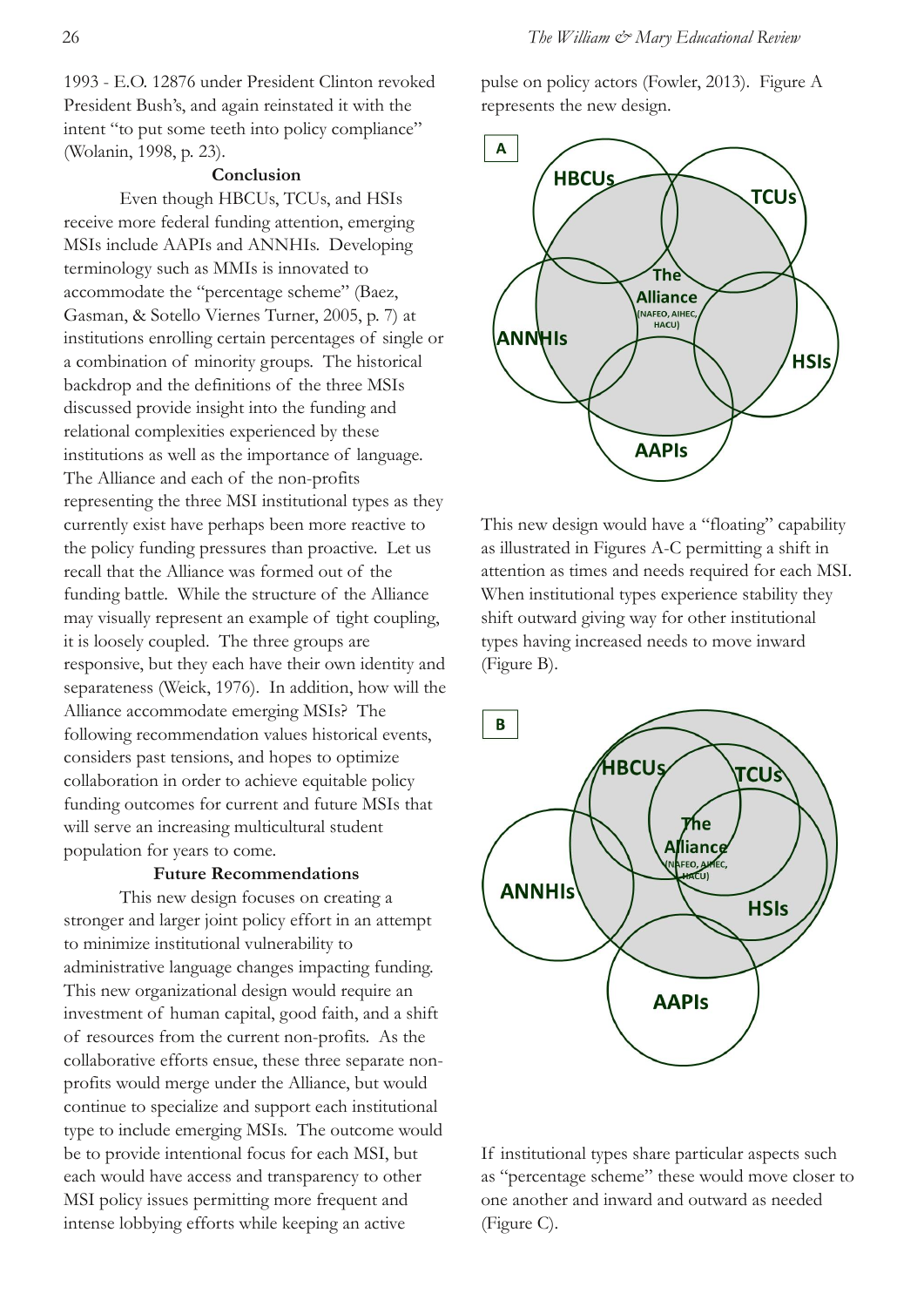1993 - E.O. 12876 under President Clinton revoked President Bush's, and again reinstated it with the intent "to put some teeth into policy compliance" (Wolanin, 1998, p. 23).

### Conclusion

Even though HBCUs, TCUs, and HSIs receive more federal funding attention, emerging MSIs include AAPIs and ANNHIs. Developing terminology such as MMIs is innovated to accommodate the "percentage scheme" (Baez, Gasman, & Sotello Viernes Turner, 2005, p. 7) at institutions enrolling certain percentages of single or a combination of minority groups. The historical backdrop and the definitions of the three MSIs discussed provide insight into the funding and relational complexities experienced by these institutions as well as the importance of language. The Alliance and each of the non-profits representing the three MSI institutional types as they currently exist have perhaps been more reactive to the policy funding pressures than proactive. Let us recall that the Alliance was formed out of the funding battle. While the structure of the Alliance may visually represent an example of tight coupling, it is loosely coupled. The three groups are responsive, but they each have their own identity and separateness (Weick, 1976). In addition, how will the Alliance accommodate emerging MSIs? The following recommendation values historical events, considers past tensions, and hopes to optimize collaboration in order to achieve equitable policy funding outcomes for current and future MSIs that will serve an increasing multicultural student population for years to come.

### Future Recommendations

This new design focuses on creating a stronger and larger joint policy effort in an attempt to minimize institutional vulnerability to administrative language changes impacting funding. This new organizational design would require an investment of human capital, good faith, and a shift of resources from the current non-profits. As the collaborative efforts ensue, these three separate non-profits would merge under the Alliance, but would continue to specialize and support each institutional type to include emerging MSIs. The outcome would be to provide intentional focus for each MSI, but each would have access and transparency to other MSI policy issues permitting more frequent and intense lobbying efforts while keeping an active pulse on policy actors (Fowler, 2013). Figure A represents the new design.

A

HBCUs, TCUs, HSIs, AAPIs, ANNHIs, The Alliance (NAFEO, AIHEC, HACU)

This new design would have a "floating" capability as illustrated in Figures A-C permitting a shift in attention as times and needs required for each MSI. When institutional types experience stability they shift outward giving way for other institutional types having increased needs to move inward (Figure B).

B

HBCUs, TCUs, HSIs, AAPIs, ANNHIs, The Alliance (NAFEO, AIHEC, HACU)

If institutional types share particular aspects such as "percentage scheme" these would move closer to one another and inward and outward as needed (Figure C).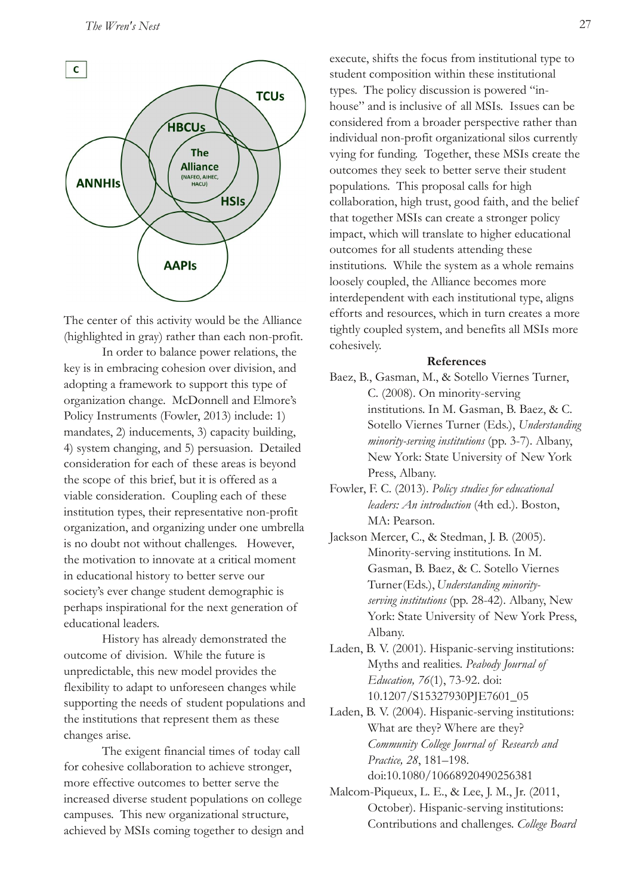**C**

TCUs

HBCUs

The Alliance (NAFEO, AIHEC, HACU)

ANNHIs

HSIs

AAPIs

The center of this activity would be the Alliance (highlighted in gray) rather than each non-profit.

In order to balance power relations, the key is in embracing cohesion over division, and adopting a framework to support this type of organization change. McDonnell and Elmore's Policy Instruments (Fowler, 2013) include: 1) mandates, 2) inducements, 3) capacity building, 4) system changing, and 5) persuasion. Detailed consideration for each of these areas is beyond the scope of this brief, but it is offered as a viable consideration. Coupling each of these institution types, their representative non-profit organization, and organizing under one umbrella is no doubt not without challenges. However, the motivation to innovate at a critical moment in educational history to better serve our society's ever change student demographic is perhaps inspirational for the next generation of educational leaders.

History has already demonstrated the outcome of division. While the future is unpredictable, this new model provides the flexibility to adapt to unforeseen changes while supporting the needs of student populations and the institutions that represent them as these changes arise.

The exigent financial times of today call for cohesive collaboration to achieve stronger, more effective outcomes to better serve the increased diverse student populations on college campuses. This new organizational structure, achieved by MSIs coming together to design and execute, shifts the focus from institutional type to student composition within these institutional types. The policy discussion is powered "in-house" and is inclusive of all MSIs. Issues can be considered from a broader perspective rather than individual non-profit organizational silos currently vying for funding. Together, these MSIs create the outcomes they seek to better serve their student populations. This proposal calls for high collaboration, high trust, good faith, and the belief that together MSIs can create a stronger policy impact, which will translate to higher educational outcomes for all students attending these institutions. While the system as a whole remains loosely coupled, the Alliance becomes more interdependent with each institutional type, aligns efforts and resources, which in turn creates a more tightly coupled system, and benefits all MSIs more cohesively.

## References

Baez, B., Gasman, M., & Sotello Viernes Turner, C. (2008). On minority-serving institutions. In M. Gasman, B. Baez, & C. Sotello Viernes Turner (Eds.), *Understanding minority-serving institutions* (pp. 3-7). Albany, New York: State University of New York Press, Albany.

Fowler, F. C. (2013). *Policy studies for educational leaders: An introduction* (4th ed.). Boston, MA: Pearson.

Jackson Mercer, C., & Stedman, J. B. (2005). Minority-serving institutions. In M. Gasman, B. Baez, & C. Sotello Viernes Turner(Eds.), *Understanding minority-serving institutions* (pp. 28-42). Albany, New York: State University of New York Press, Albany.

Laden, B. V. (2001). Hispanic-serving institutions: Myths and realities. *Peabody Journal of Education, 76*(1), 73-92. doi: 10.1207/S15327930PJE7601_05

Laden, B. V. (2004). Hispanic-serving institutions: What are they? Where are they? *Community College Journal of Research and Practice, 28*, 181–198. doi:10.1080/10668920490256381

Malcom-Piqueux, L. E., & Lee, J. M., Jr. (2011, October). Hispanic-serving institutions: Contributions and challenges. *College Board*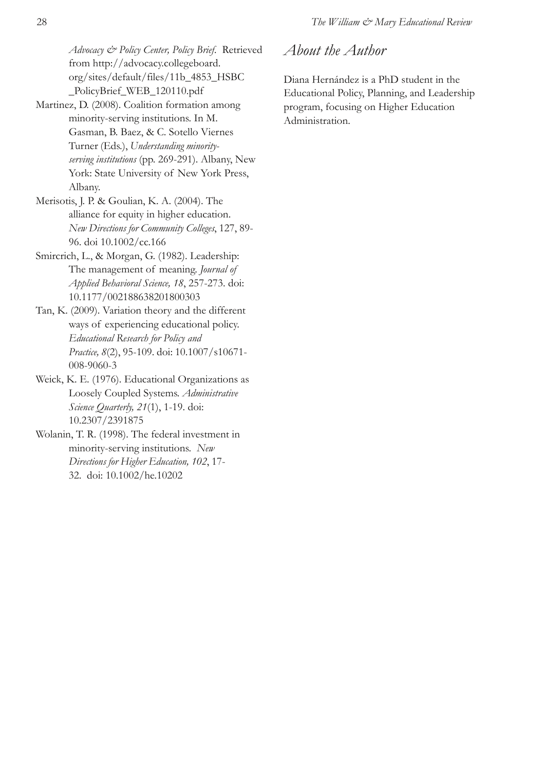*Advocacy & Policy Center, Policy Brief.* Retrieved from http://advocacy.collegeboard.org/sites/default/files/11b_4853_HSBC_PolicyBrief_WEB_120110.pdf

Martinez, D. (2008). Coalition formation among minority-serving institutions. In M. Gasman, B. Baez, & C. Sotello Viernes Turner (Eds.), *Understanding minority-serving institutions* (pp. 269-291). Albany, New York: State University of New York Press, Albany.

Merisotis, J. P. & Goulian, K. A. (2004). The alliance for equity in higher education. *New Directions for Community Colleges*, 127, 89-96. doi 10.1002/cc.166

Smircrich, L., & Morgan, G. (1982). Leadership: The management of meaning. *Journal of Applied Behavioral Science, 18*, 257-273. doi: 10.1177/002188638201800303

Tan, K. (2009). Variation theory and the different ways of experiencing educational policy. *Educational Research for Policy and Practice, 8*(2), 95-109. doi: 10.1007/s10671-008-9060-3

Weick, K. E. (1976). Educational Organizations as Loosely Coupled Systems. *Administrative Science Quarterly, 21*(1), 1-19. doi: 10.2307/2391875

Wolanin, T. R. (1998). The federal investment in minority-serving institutions. *New Directions for Higher Education, 102*, 17-32. doi: 10.1002/he.10202

## *About the Author*

Diana Hernández is a PhD student in the Educational Policy, Planning, and Leadership program, focusing on Higher Education Administration.